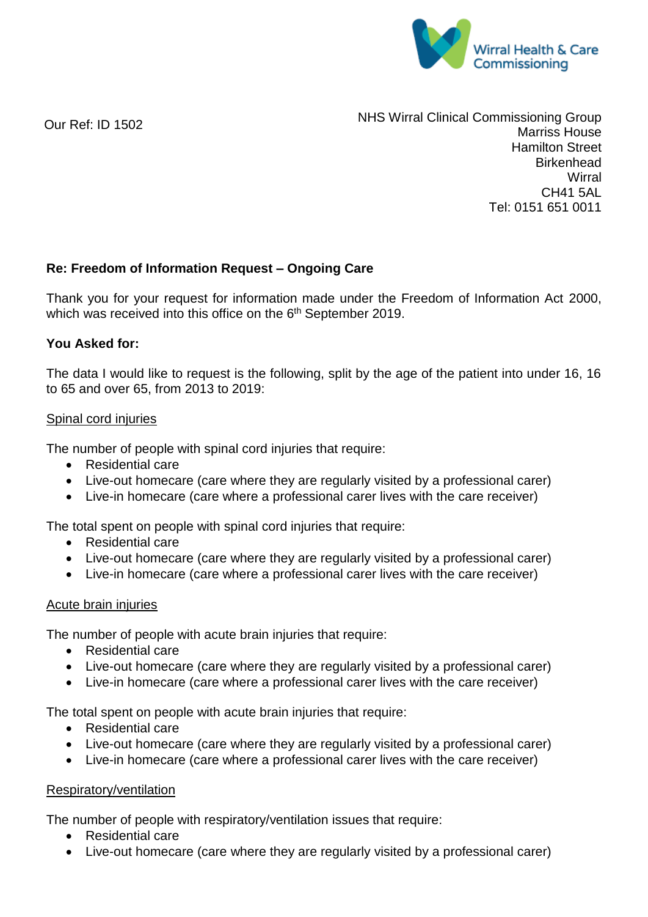Wirral Health & Care Commissioning

Our Ref: ID 1502

NHS Wirral Clinical Commissioning Group
Marriss House
Hamilton Street
Birkenhead
Wirral
CH41 5AL
Tel: 0151 651 0011

**Re: Freedom of Information Request – Ongoing Care**

Thank you for your request for information made under the Freedom of Information Act 2000, which was received into this office on the 6th September 2019.

**You Asked for:**

The data I would like to request is the following, split by the age of the patient into under 16, 16 to 65 and over 65, from 2013 to 2019:

Spinal cord injuries

The number of people with spinal cord injuries that require:

- Residential care
- Live-out homecare (care where they are regularly visited by a professional carer)
- Live-in homecare (care where a professional carer lives with the care receiver)

The total spent on people with spinal cord injuries that require:

- Residential care
- Live-out homecare (care where they are regularly visited by a professional carer)
- Live-in homecare (care where a professional carer lives with the care receiver)

Acute brain injuries

The number of people with acute brain injuries that require:

- Residential care
- Live-out homecare (care where they are regularly visited by a professional carer)
- Live-in homecare (care where a professional carer lives with the care receiver)

The total spent on people with acute brain injuries that require:

- Residential care
- Live-out homecare (care where they are regularly visited by a professional carer)
- Live-in homecare (care where a professional carer lives with the care receiver)

Respiratory/ventilation

The number of people with respiratory/ventilation issues that require:

- Residential care
- Live-out homecare (care where they are regularly visited by a professional carer)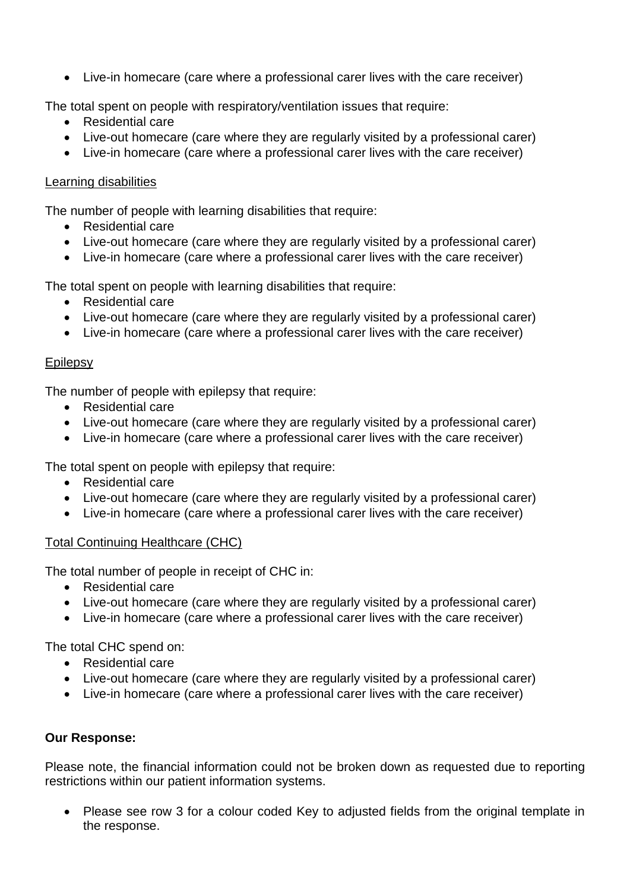- Live-in homecare (care where a professional carer lives with the care receiver)

The total spent on people with respiratory/ventilation issues that require:

- Residential care
- Live-out homecare (care where they are regularly visited by a professional carer)
- Live-in homecare (care where a professional carer lives with the care receiver)

<u>Learning disabilities</u>

The number of people with learning disabilities that require:

- Residential care
- Live-out homecare (care where they are regularly visited by a professional carer)
- Live-in homecare (care where a professional carer lives with the care receiver)

The total spent on people with learning disabilities that require:

- Residential care
- Live-out homecare (care where they are regularly visited by a professional carer)
- Live-in homecare (care where a professional carer lives with the care receiver)

<u>Epilepsy</u>

The number of people with epilepsy that require:

- Residential care
- Live-out homecare (care where they are regularly visited by a professional carer)
- Live-in homecare (care where a professional carer lives with the care receiver)

The total spent on people with epilepsy that require:

- Residential care
- Live-out homecare (care where they are regularly visited by a professional carer)
- Live-in homecare (care where a professional carer lives with the care receiver)

<u>Total Continuing Healthcare (CHC)</u>

The total number of people in receipt of CHC in:

- Residential care
- Live-out homecare (care where they are regularly visited by a professional carer)
- Live-in homecare (care where a professional carer lives with the care receiver)

The total CHC spend on:

- Residential care
- Live-out homecare (care where they are regularly visited by a professional carer)
- Live-in homecare (care where a professional carer lives with the care receiver)

**Our Response:**

Please note, the financial information could not be broken down as requested due to reporting restrictions within our patient information systems.

- Please see row 3 for a colour coded Key to adjusted fields from the original template in the response.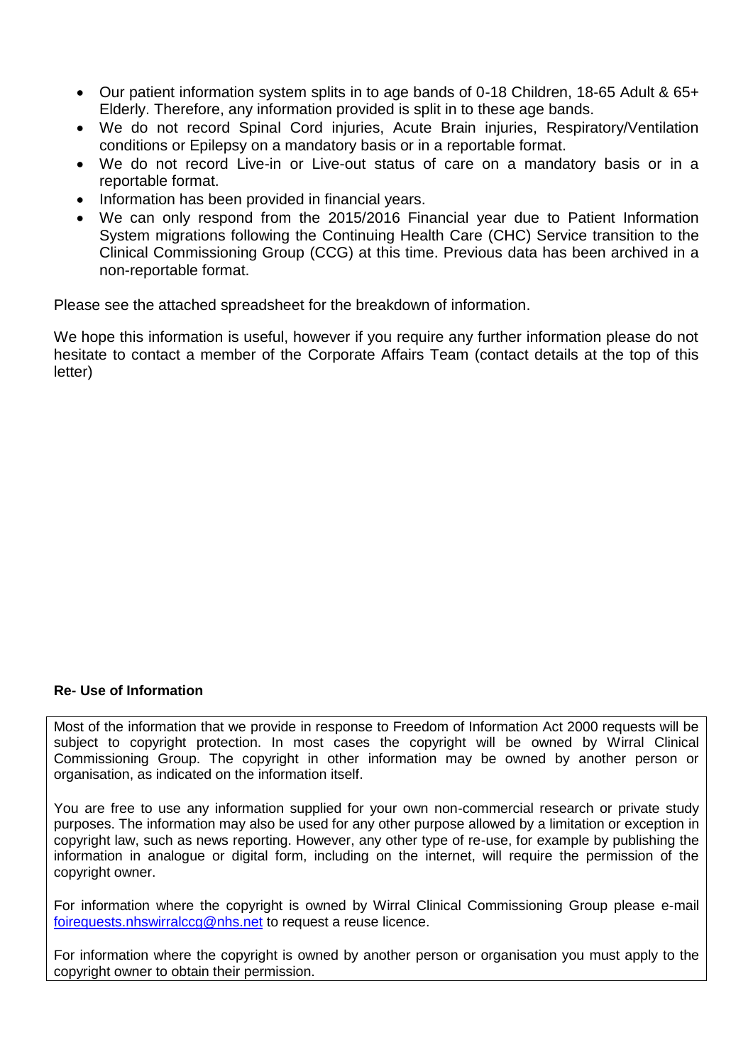- Our patient information system splits in to age bands of 0-18 Children, 18-65 Adult & 65+ Elderly. Therefore, any information provided is split in to these age bands.
- We do not record Spinal Cord injuries, Acute Brain injuries, Respiratory/Ventilation conditions or Epilepsy on a mandatory basis or in a reportable format.
- We do not record Live-in or Live-out status of care on a mandatory basis or in a reportable format.
- Information has been provided in financial years.
- We can only respond from the 2015/2016 Financial year due to Patient Information System migrations following the Continuing Health Care (CHC) Service transition to the Clinical Commissioning Group (CCG) at this time. Previous data has been archived in a non-reportable format.

Please see the attached spreadsheet for the breakdown of information.

We hope this information is useful, however if you require any further information please do not hesitate to contact a member of the Corporate Affairs Team (contact details at the top of this letter)

**Re- Use of Information**

Most of the information that we provide in response to Freedom of Information Act 2000 requests will be subject to copyright protection. In most cases the copyright will be owned by Wirral Clinical Commissioning Group. The copyright in other information may be owned by another person or organisation, as indicated on the information itself.

You are free to use any information supplied for your own non-commercial research or private study purposes. The information may also be used for any other purpose allowed by a limitation or exception in copyright law, such as news reporting. However, any other type of re-use, for example by publishing the information in analogue or digital form, including on the internet, will require the permission of the copyright owner.

For information where the copyright is owned by Wirral Clinical Commissioning Group please e-mail foirequests.nhswirralccg@nhs.net to request a reuse licence.

For information where the copyright is owned by another person or organisation you must apply to the copyright owner to obtain their permission.